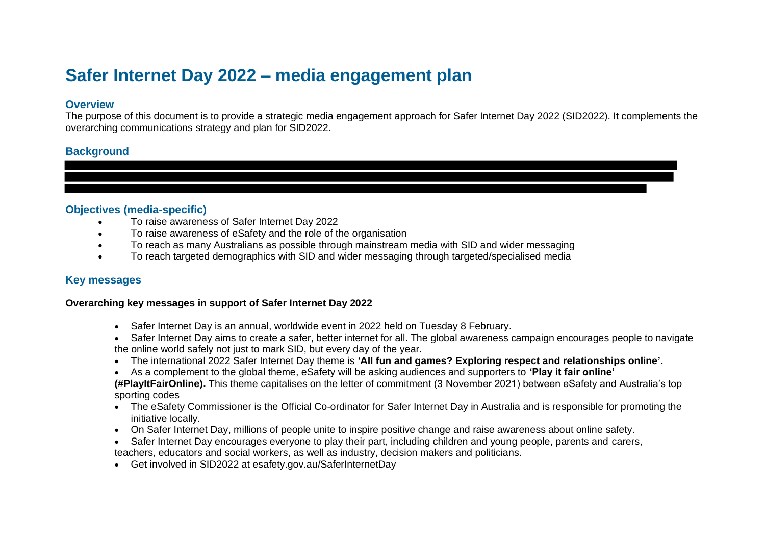# Safer Internet Day 2022 – media engagement plan

## Overview

The purpose of this document is to provide a strategic media engagement approach for Safer Internet Day 2022 (SID2022). It complements the overarching communications strategy and plan for SID2022.

## Background

## Objectives (media-specific)

- To raise awareness of Safer Internet Day 2022
- To raise awareness of eSafety and the role of the organisation
- To reach as many Australians as possible through mainstream media with SID and wider messaging
- To reach targeted demographics with SID and wider messaging through targeted/specialised media

## Key messages

**Overarching key messages in support of Safer Internet Day 2022**

- Safer Internet Day is an annual, worldwide event in 2022 held on Tuesday 8 February.
- Safer Internet Day aims to create a safer, better internet for all. The global awareness campaign encourages people to navigate the online world safely not just to mark SID, but every day of the year.
- The international 2022 Safer Internet Day theme is **'All fun and games? Exploring respect and relationships online'.**
- As a complement to the global theme, eSafety will be asking audiences and supporters to **'Play it fair online' (#PlayItFairOnline).** This theme capitalises on the letter of commitment (3 November 2021) between eSafety and Australia's top sporting codes
- The eSafety Commissioner is the Official Co-ordinator for Safer Internet Day in Australia and is responsible for promoting the initiative locally.
- On Safer Internet Day, millions of people unite to inspire positive change and raise awareness about online safety.
- Safer Internet Day encourages everyone to play their part, including children and young people, parents and carers, teachers, educators and social workers, as well as industry, decision makers and politicians.
- Get involved in SID2022 at esafety.gov.au/SaferInternetDay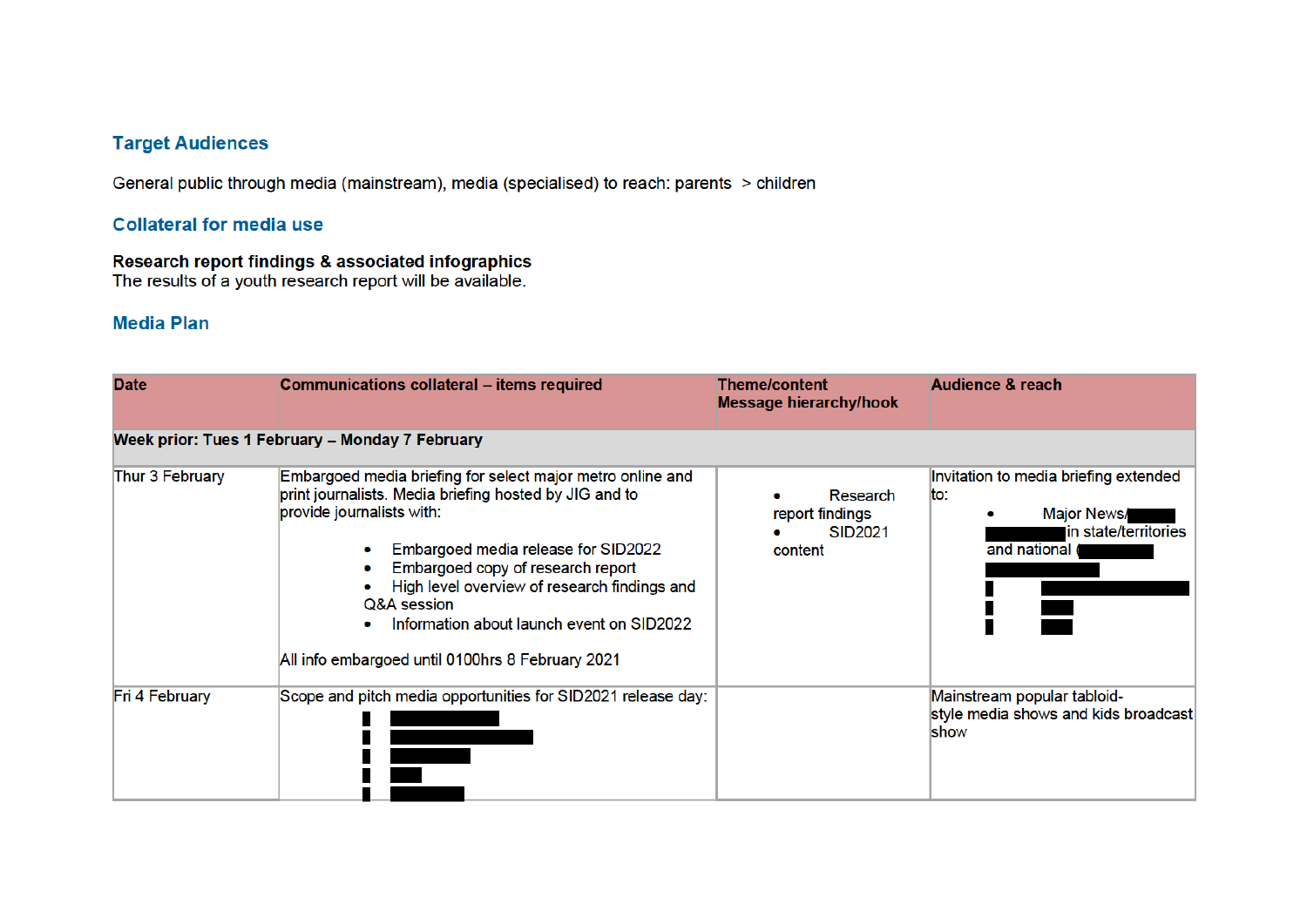## Target Audiences

General public through media (mainstream), media (specialised) to reach: parents > children

## Collateral for media use

**Research report findings & associated infographics**
The results of a youth research report will be available.

## Media Plan

| Date | Communications collateral – items required | Theme/content Message hierarchy/hook | Audience & reach |
|---|---|---|---|
| **Week prior: Tues 1 February – Monday 7 February** | | | |
| Thur 3 February | Embargoed media briefing for select major metro online and print journalists. Media briefing hosted by JIG and to provide journalists with:<br>• Embargoed media release for SID2022<br>• Embargoed copy of research report<br>• High level overview of research findings and Q&A session<br>• Information about launch event on SID2022<br><br>All info embargoed until 0100hrs 8 February 2021 | • Research report findings<br>• SID2021 content | Invitation to media briefing extended to:<br>• Major News/ ██████ ██████ in state/territories and national (██████ ██████<br>▌ ██████<br>▌ ███<br>▌ ███ |
| Fri 4 February | Scope and pitch media opportunities for SID2021 release day:<br>▌ ██████<br>▌ ████████<br>▌ █████<br>▌ ██<br>▌ █████ | | Mainstream popular tabloid-style media shows and kids broadcast show |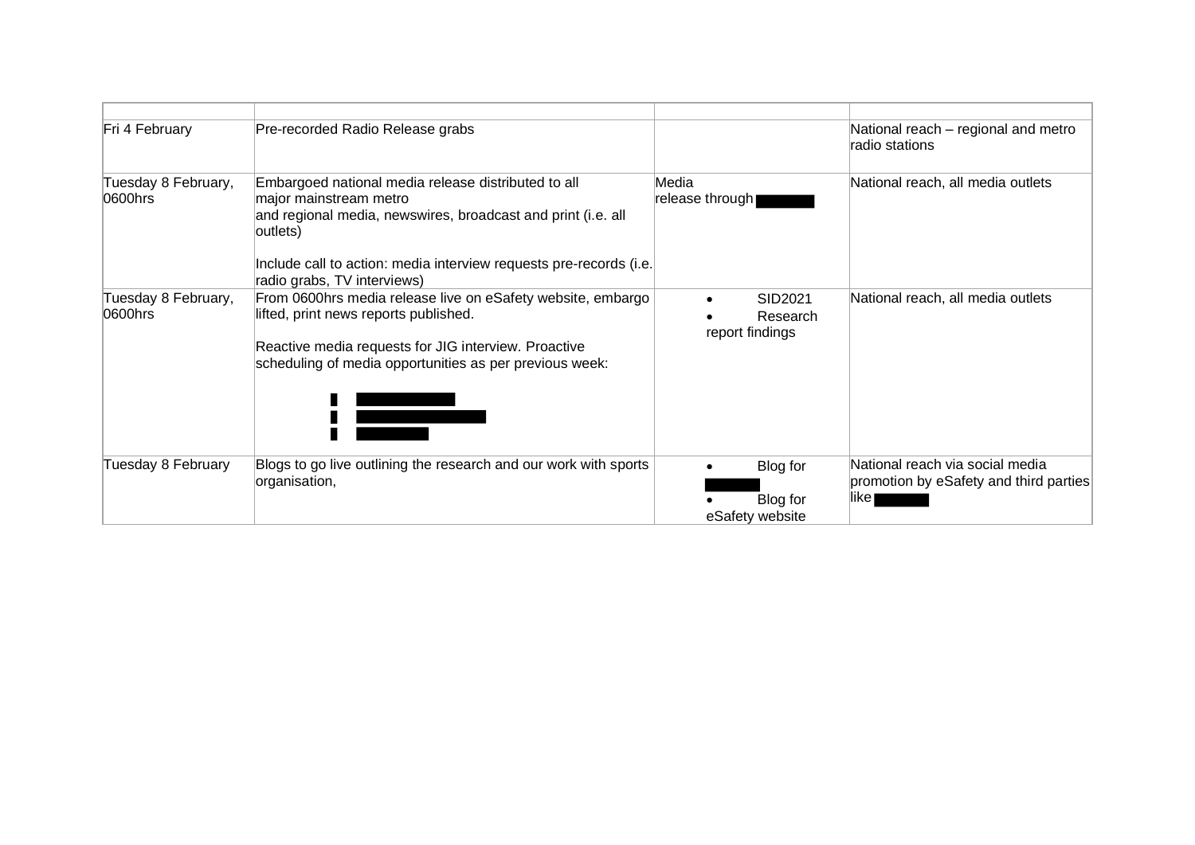| | | | |
|---|---|---|---|
| Fri 4 February | Pre-recorded Radio Release grabs | | National reach – regional and metro radio stations |
| Tuesday 8 February, 0600hrs | Embargoed national media release distributed to all major mainstream metro and regional media, newswires, broadcast and print (i.e. all outlets)<br><br>Include call to action: media interview requests pre-records (i.e. radio grabs, TV interviews) | Media release through ██████ | National reach, all media outlets |
| Tuesday 8 February, 0600hrs | From 0600hrs media release live on eSafety website, embargo lifted, print news reports published.<br><br>Reactive media requests for JIG interview. Proactive scheduling of media opportunities as per previous week:<br>- ██████<br>- ██████<br>- ██████ | • SID2021<br>• Research report findings | National reach, all media outlets |
| Tuesday 8 February | Blogs to go live outlining the research and our work with sports organisation, | • Blog for ██████<br>• Blog for eSafety website | National reach via social media promotion by eSafety and third parties like ██████ |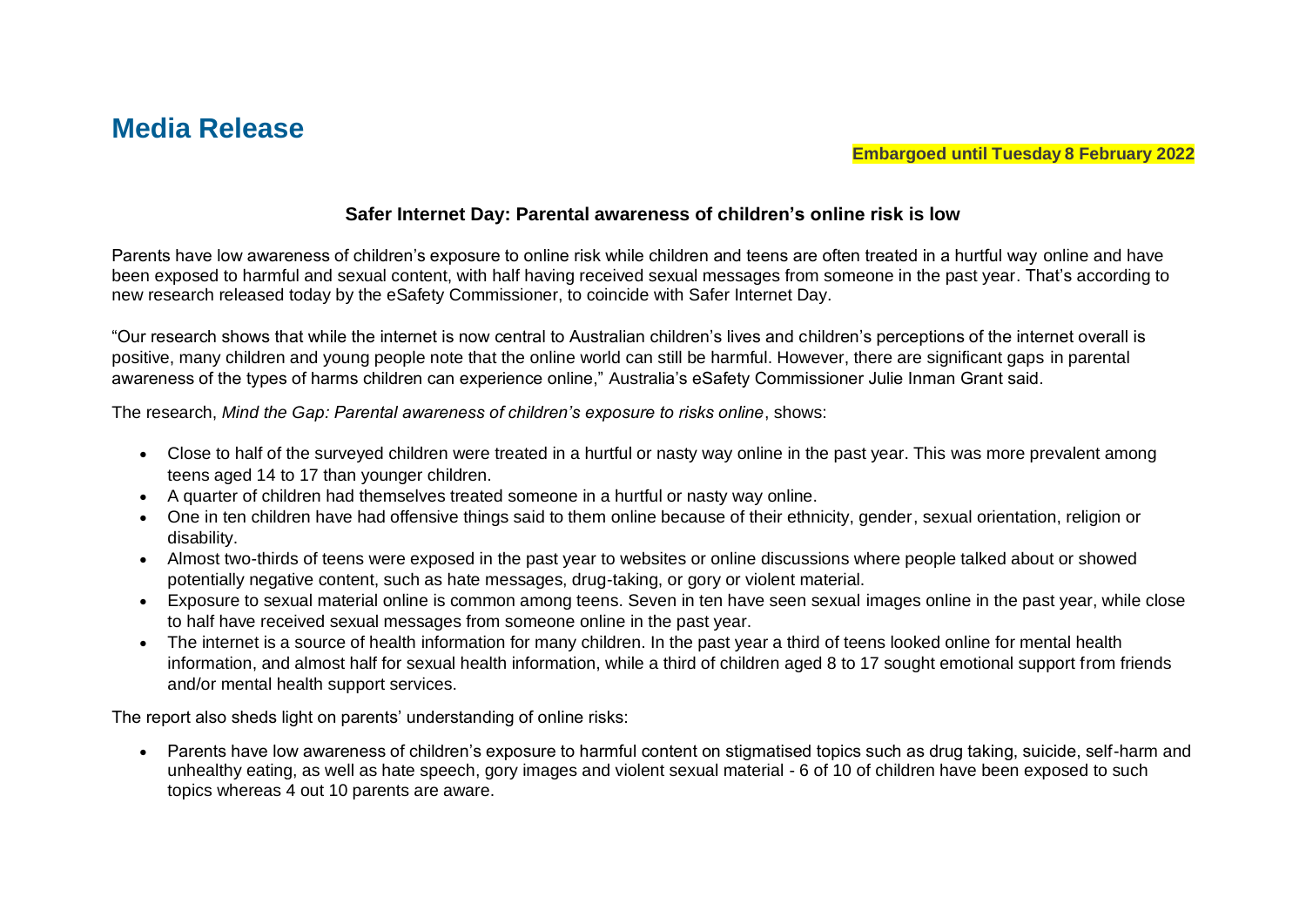# Media Release

**Embargoed until Tuesday 8 February 2022**

**Safer Internet Day: Parental awareness of children's online risk is low**

Parents have low awareness of children's exposure to online risk while children and teens are often treated in a hurtful way online and have been exposed to harmful and sexual content, with half having received sexual messages from someone in the past year. That's according to new research released today by the eSafety Commissioner, to coincide with Safer Internet Day.

"Our research shows that while the internet is now central to Australian children's lives and children's perceptions of the internet overall is positive, many children and young people note that the online world can still be harmful. However, there are significant gaps in parental awareness of the types of harms children can experience online," Australia's eSafety Commissioner Julie Inman Grant said.

The research, *Mind the Gap: Parental awareness of children's exposure to risks online*, shows:

- Close to half of the surveyed children were treated in a hurtful or nasty way online in the past year. This was more prevalent among teens aged 14 to 17 than younger children.
- A quarter of children had themselves treated someone in a hurtful or nasty way online.
- One in ten children have had offensive things said to them online because of their ethnicity, gender, sexual orientation, religion or disability.
- Almost two-thirds of teens were exposed in the past year to websites or online discussions where people talked about or showed potentially negative content, such as hate messages, drug-taking, or gory or violent material.
- Exposure to sexual material online is common among teens. Seven in ten have seen sexual images online in the past year, while close to half have received sexual messages from someone online in the past year.
- The internet is a source of health information for many children. In the past year a third of teens looked online for mental health information, and almost half for sexual health information, while a third of children aged 8 to 17 sought emotional support from friends and/or mental health support services.

The report also sheds light on parents' understanding of online risks:

- Parents have low awareness of children's exposure to harmful content on stigmatised topics such as drug taking, suicide, self-harm and unhealthy eating, as well as hate speech, gory images and violent sexual material - 6 of 10 of children have been exposed to such topics whereas 4 out 10 parents are aware.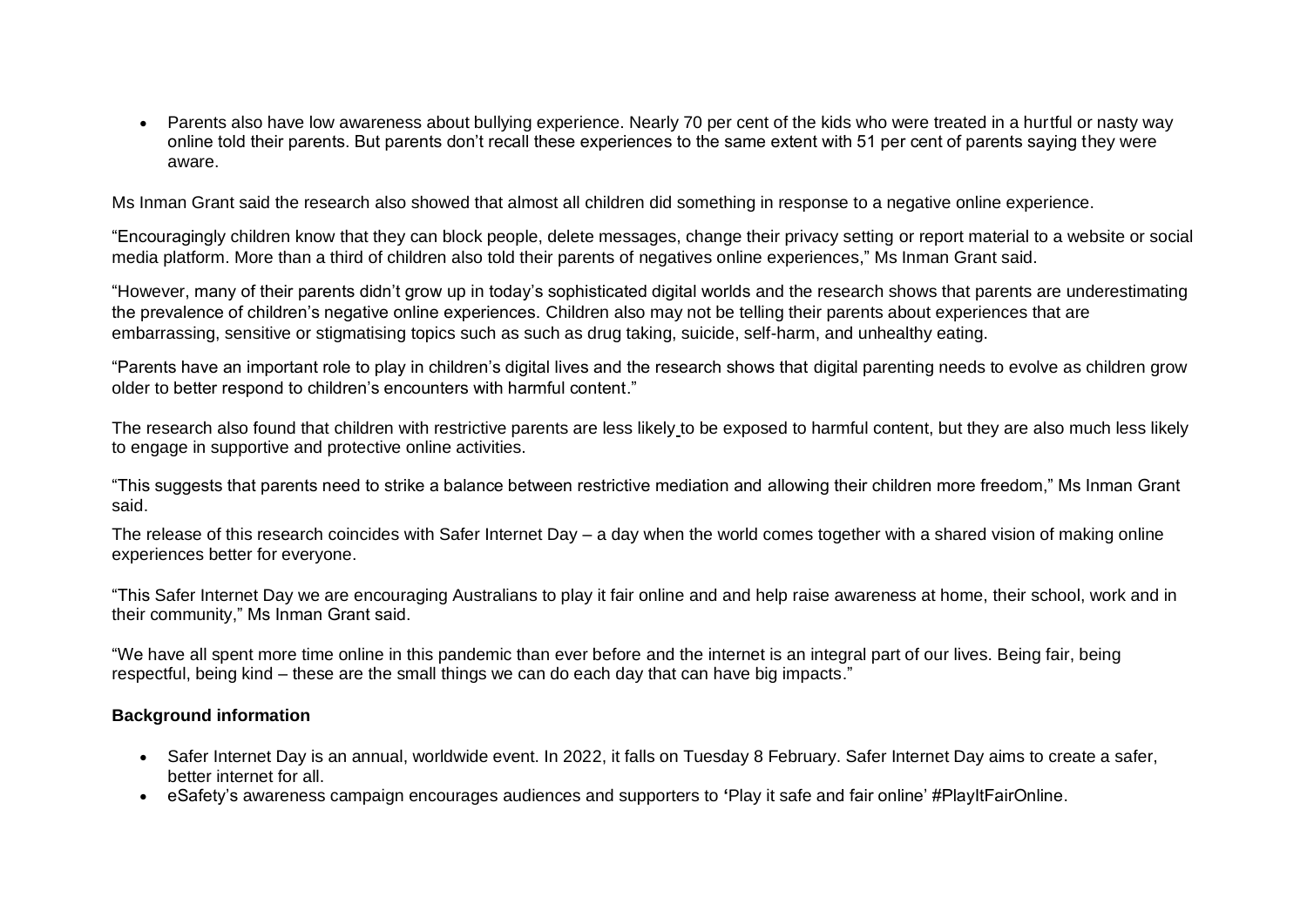- Parents also have low awareness about bullying experience. Nearly 70 per cent of the kids who were treated in a hurtful or nasty way online told their parents. But parents don't recall these experiences to the same extent with 51 per cent of parents saying they were aware.

Ms Inman Grant said the research also showed that almost all children did something in response to a negative online experience.

"Encouragingly children know that they can block people, delete messages, change their privacy setting or report material to a website or social media platform. More than a third of children also told their parents of negatives online experiences," Ms Inman Grant said.

"However, many of their parents didn't grow up in today's sophisticated digital worlds and the research shows that parents are underestimating the prevalence of children's negative online experiences. Children also may not be telling their parents about experiences that are embarrassing, sensitive or stigmatising topics such as such as drug taking, suicide, self-harm, and unhealthy eating.

"Parents have an important role to play in children's digital lives and the research shows that digital parenting needs to evolve as children grow older to better respond to children's encounters with harmful content."

The research also found that children with restrictive parents are less likely to be exposed to harmful content, but they are also much less likely to engage in supportive and protective online activities.

"This suggests that parents need to strike a balance between restrictive mediation and allowing their children more freedom," Ms Inman Grant said.

The release of this research coincides with Safer Internet Day – a day when the world comes together with a shared vision of making online experiences better for everyone.

"This Safer Internet Day we are encouraging Australians to play it fair online and and help raise awareness at home, their school, work and in their community," Ms Inman Grant said.

"We have all spent more time online in this pandemic than ever before and the internet is an integral part of our lives. Being fair, being respectful, being kind – these are the small things we can do each day that can have big impacts."

**Background information**

- Safer Internet Day is an annual, worldwide event. In 2022, it falls on Tuesday 8 February. Safer Internet Day aims to create a safer, better internet for all.
- eSafety's awareness campaign encourages audiences and supporters to 'Play it safe and fair online' #PlayItFairOnline.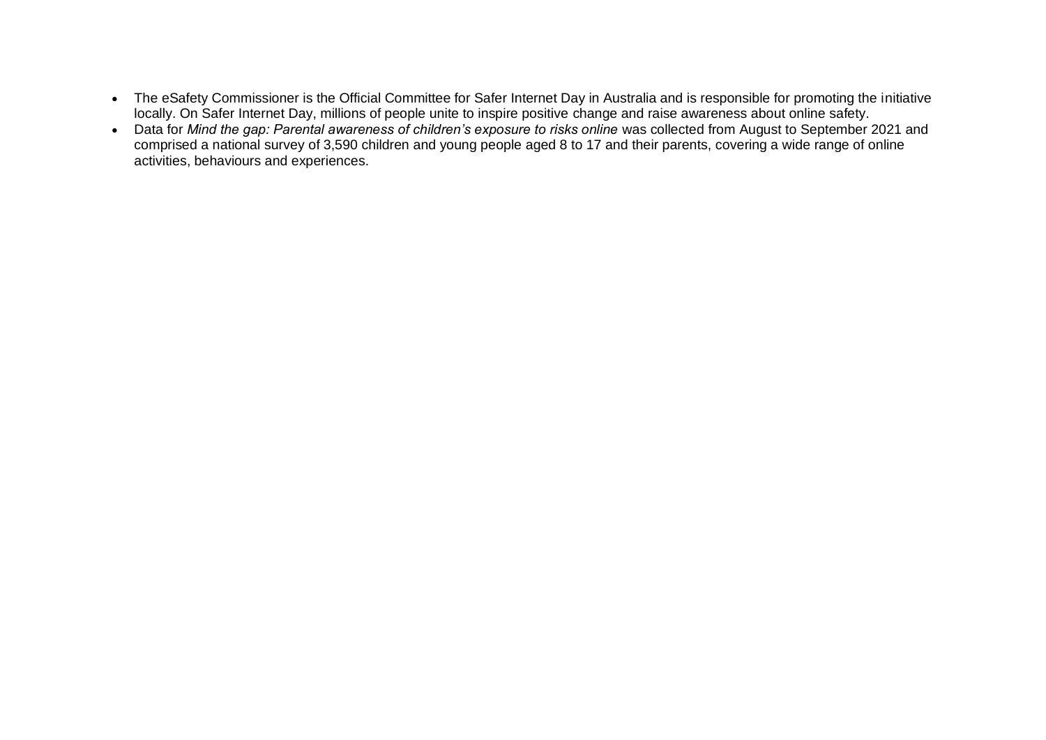- The eSafety Commissioner is the Official Committee for Safer Internet Day in Australia and is responsible for promoting the initiative locally. On Safer Internet Day, millions of people unite to inspire positive change and raise awareness about online safety.
- Data for *Mind the gap: Parental awareness of children's exposure to risks online* was collected from August to September 2021 and comprised a national survey of 3,590 children and young people aged 8 to 17 and their parents, covering a wide range of online activities, behaviours and experiences.